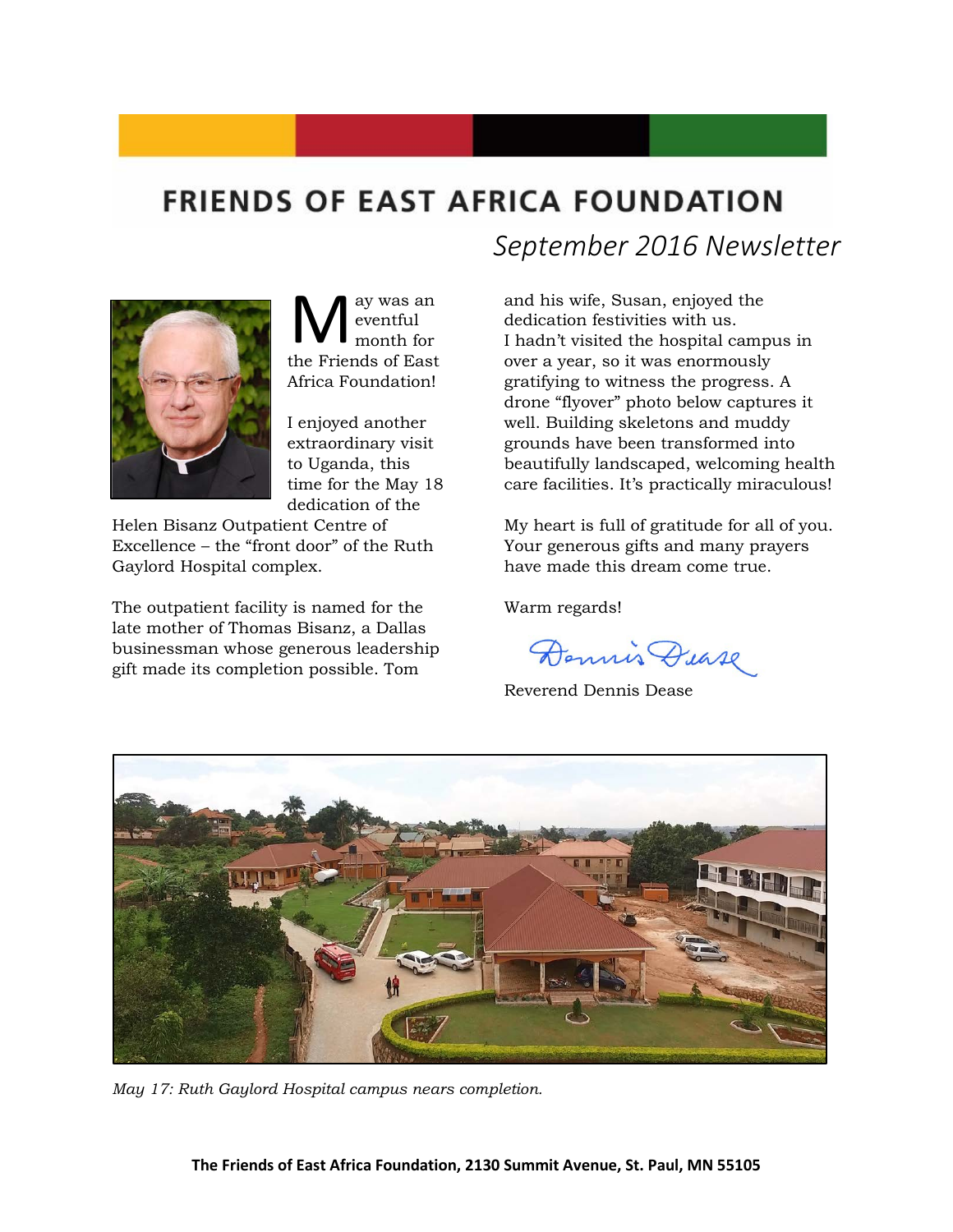# FRIENDS OF EAST AFRICA FOUNDATION

## *September 2016 Newsletter*

May was an eventful month for the Friends of East Africa Foundation!

I enjoyed another extraordinary visit to Uganda, this time for the May 18 dedication of the Helen Bisanz Outpatient Centre of Excellence – the "front door" of the Ruth Gaylord Hospital complex.

The outpatient facility is named for the late mother of Thomas Bisanz, a Dallas businessman whose generous leadership gift made its completion possible. Tom and his wife, Susan, enjoyed the dedication festivities with us.

I hadn't visited the hospital campus in over a year, so it was enormously gratifying to witness the progress. A drone "flyover" photo below captures it well. Building skeletons and muddy grounds have been transformed into beautifully landscaped, welcoming health care facilities. It's practically miraculous!

My heart is full of gratitude for all of you. Your generous gifts and many prayers have made this dream come true.

Warm regards!

Dennis Dease

Reverend Dennis Dease

*May 17: Ruth Gaylord Hospital campus nears completion.*

**The Friends of East Africa Foundation, 2130 Summit Avenue, St. Paul, MN 55105**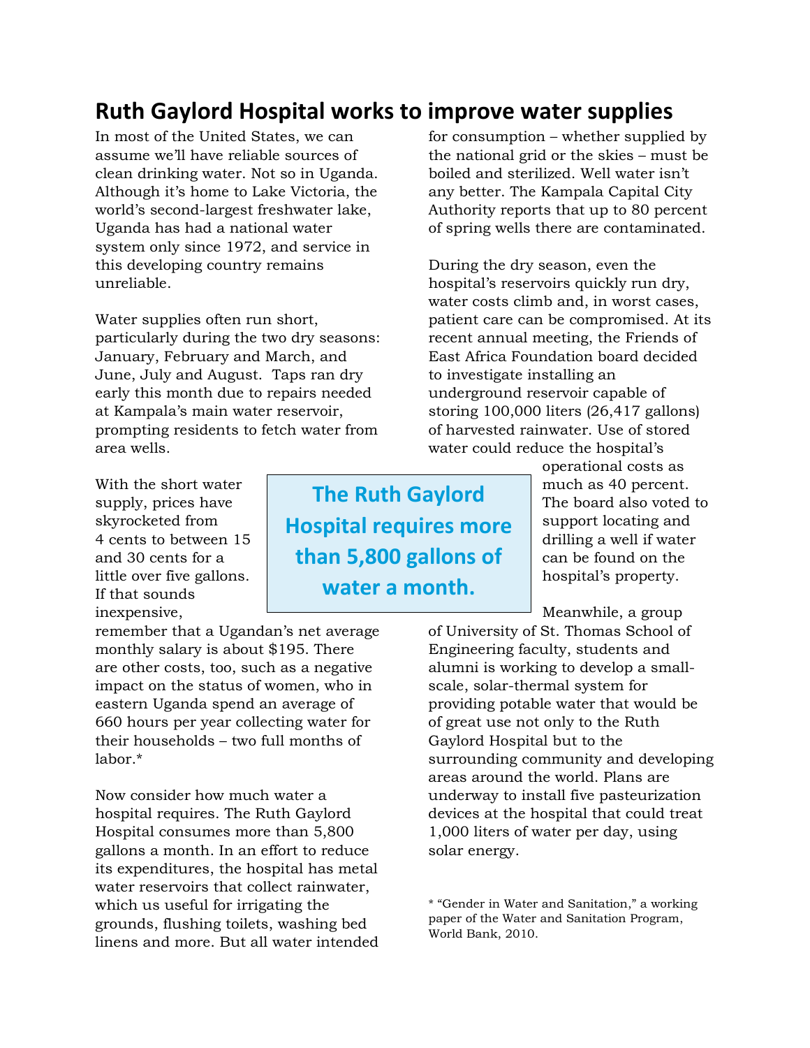# Ruth Gaylord Hospital works to improve water supplies

In most of the United States, we can assume we'll have reliable sources of clean drinking water. Not so in Uganda. Although it's home to Lake Victoria, the world's second-largest freshwater lake, Uganda has had a national water system only since 1972, and service in this developing country remains unreliable.

Water supplies often run short, particularly during the two dry seasons: January, February and March, and June, July and August. Taps ran dry early this month due to repairs needed at Kampala's main water reservoir, prompting residents to fetch water from area wells.

With the short water supply, prices have skyrocketed from 4 cents to between 15 and 30 cents for a little over five gallons. If that sounds inexpensive, remember that a Ugandan's net average monthly salary is about $195. There are other costs, too, such as a negative impact on the status of women, who in eastern Uganda spend an average of 660 hours per year collecting water for their households – two full months of labor.*

> **The Ruth Gaylord Hospital requires more than 5,800 gallons of water a month.**

Now consider how much water a hospital requires. The Ruth Gaylord Hospital consumes more than 5,800 gallons a month. In an effort to reduce its expenditures, the hospital has metal water reservoirs that collect rainwater, which us useful for irrigating the grounds, flushing toilets, washing bed linens and more. But all water intended for consumption – whether supplied by the national grid or the skies – must be boiled and sterilized. Well water isn't any better. The Kampala Capital City Authority reports that up to 80 percent of spring wells there are contaminated.

During the dry season, even the hospital's reservoirs quickly run dry, water costs climb and, in worst cases, patient care can be compromised. At its recent annual meeting, the Friends of East Africa Foundation board decided to investigate installing an underground reservoir capable of storing 100,000 liters (26,417 gallons) of harvested rainwater. Use of stored water could reduce the hospital's operational costs as much as 40 percent. The board also voted to support locating and drilling a well if water can be found on the hospital's property.

Meanwhile, a group of University of St. Thomas School of Engineering faculty, students and alumni is working to develop a small-scale, solar-thermal system for providing potable water that would be of great use not only to the Ruth Gaylord Hospital but to the surrounding community and developing areas around the world. Plans are underway to install five pasteurization devices at the hospital that could treat 1,000 liters of water per day, using solar energy.

* "Gender in Water and Sanitation," a working paper of the Water and Sanitation Program, World Bank, 2010.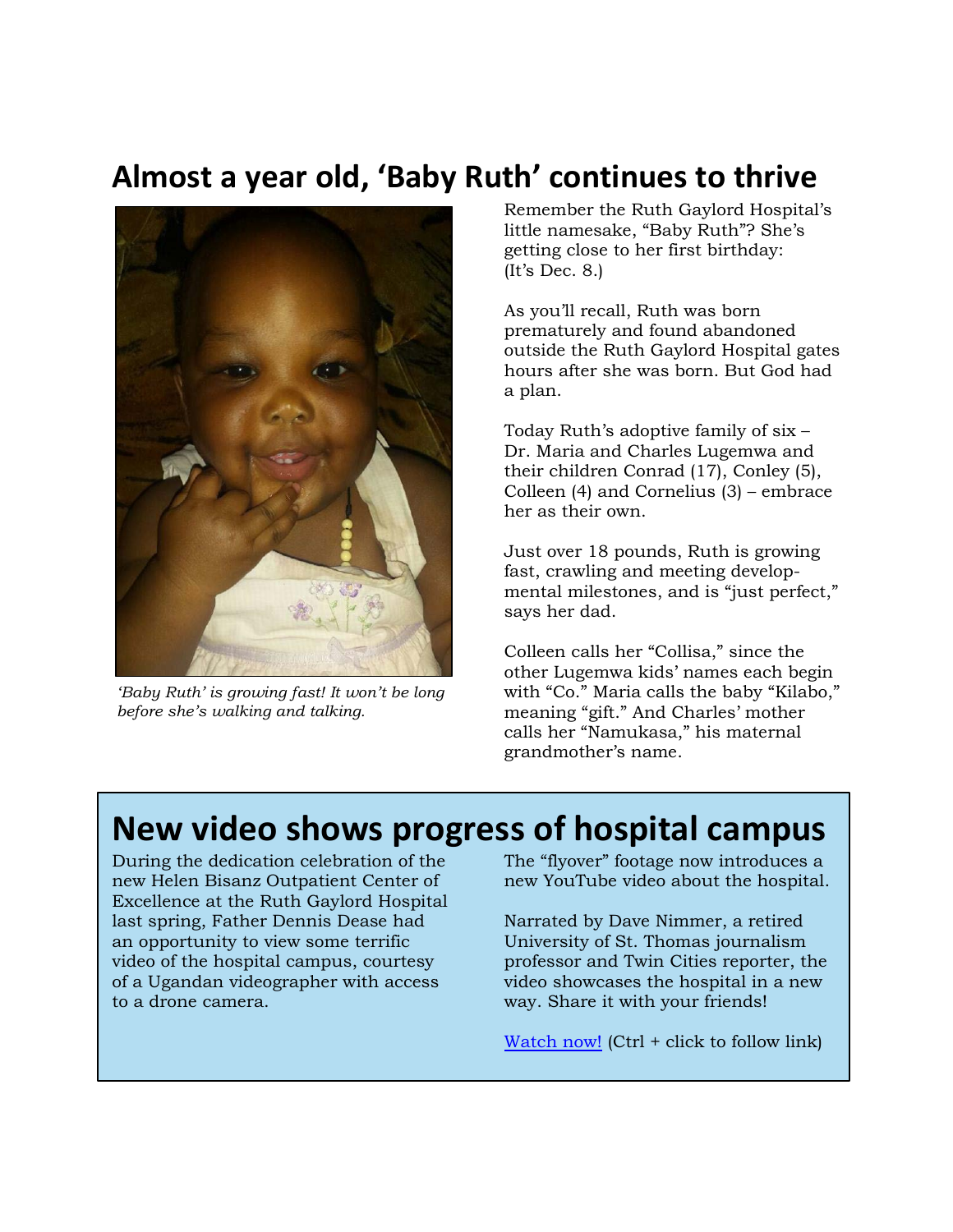# Almost a year old, 'Baby Ruth' continues to thrive

*'Baby Ruth' is growing fast! It won't be long before she's walking and talking.*

Remember the Ruth Gaylord Hospital's little namesake, "Baby Ruth"? She's getting close to her first birthday: (It's Dec. 8.)

As you'll recall, Ruth was born prematurely and found abandoned outside the Ruth Gaylord Hospital gates hours after she was born. But God had a plan.

Today Ruth's adoptive family of six – Dr. Maria and Charles Lugemwa and their children Conrad (17), Conley (5), Colleen (4) and Cornelius (3) – embrace her as their own.

Just over 18 pounds, Ruth is growing fast, crawling and meeting developmental milestones, and is "just perfect," says her dad.

Colleen calls her "Collisa," since the other Lugemwa kids' names each begin with "Co." Maria calls the baby "Kilabo," meaning "gift." And Charles' mother calls her "Namukasa," his maternal grandmother's name.

# New video shows progress of hospital campus

During the dedication celebration of the new Helen Bisanz Outpatient Center of Excellence at the Ruth Gaylord Hospital last spring, Father Dennis Dease had an opportunity to view some terrific video of the hospital campus, courtesy of a Ugandan videographer with access to a drone camera.

The "flyover" footage now introduces a new YouTube video about the hospital.

Narrated by Dave Nimmer, a retired University of St. Thomas journalism professor and Twin Cities reporter, the video showcases the hospital in a new way. Share it with your friends!

Watch now! (Ctrl + click to follow link)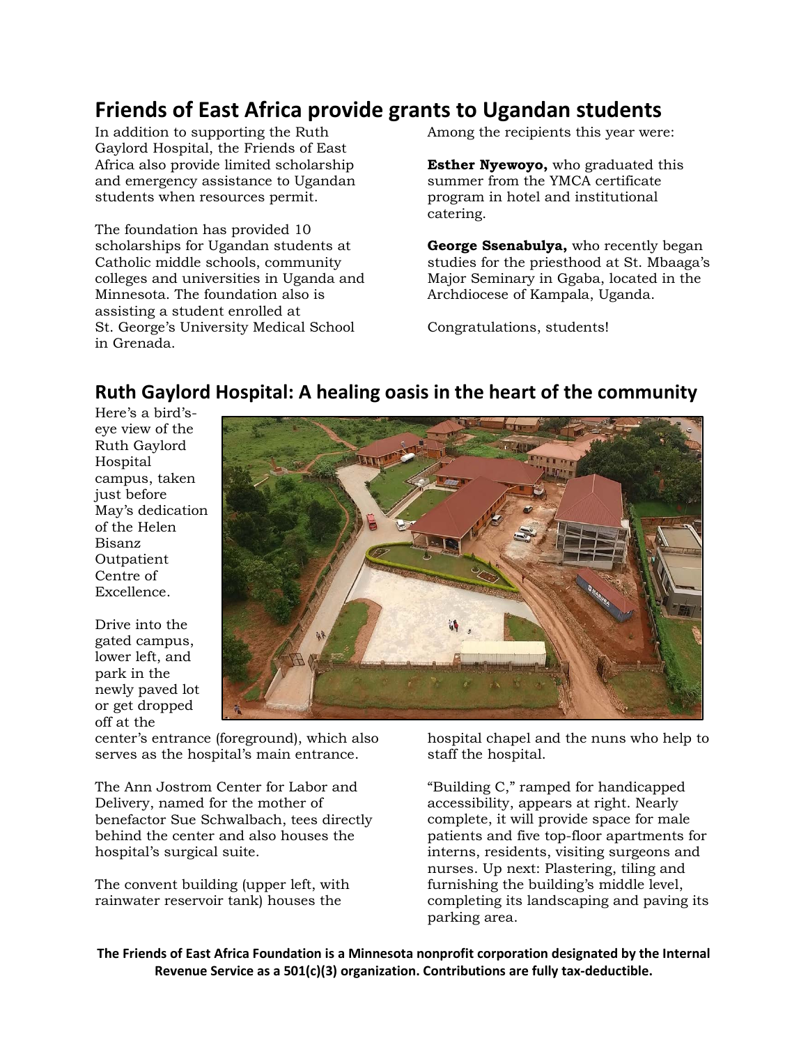## Friends of East Africa provide grants to Ugandan students

In addition to supporting the Ruth Gaylord Hospital, the Friends of East Africa also provide limited scholarship and emergency assistance to Ugandan students when resources permit.

The foundation has provided 10 scholarships for Ugandan students at Catholic middle schools, community colleges and universities in Uganda and Minnesota. The foundation also is assisting a student enrolled at St. George's University Medical School in Grenada.

Among the recipients this year were:

**Esther Nyewoyo,** who graduated this summer from the YMCA certificate program in hotel and institutional catering.

**George Ssenabulya,** who recently began studies for the priesthood at St. Mbaaga's Major Seminary in Ggaba, located in the Archdiocese of Kampala, Uganda.

Congratulations, students!

## Ruth Gaylord Hospital: A healing oasis in the heart of the community

Here's a bird's-eye view of the Ruth Gaylord Hospital campus, taken just before May's dedication of the Helen Bisanz Outpatient Centre of Excellence.

Drive into the gated campus, lower left, and park in the newly paved lot or get dropped off at the center's entrance (foreground), which also serves as the hospital's main entrance.

The Ann Jostrom Center for Labor and Delivery, named for the mother of benefactor Sue Schwalbach, tees directly behind the center and also houses the hospital's surgical suite.

The convent building (upper left, with rainwater reservoir tank) houses the hospital chapel and the nuns who help to staff the hospital.

"Building C," ramped for handicapped accessibility, appears at right. Nearly complete, it will provide space for male patients and five top-floor apartments for interns, residents, visiting surgeons and nurses. Up next: Plastering, tiling and furnishing the building's middle level, completing its landscaping and paving its parking area.

**The Friends of East Africa Foundation is a Minnesota nonprofit corporation designated by the Internal Revenue Service as a 501(c)(3) organization. Contributions are fully tax-deductible.**